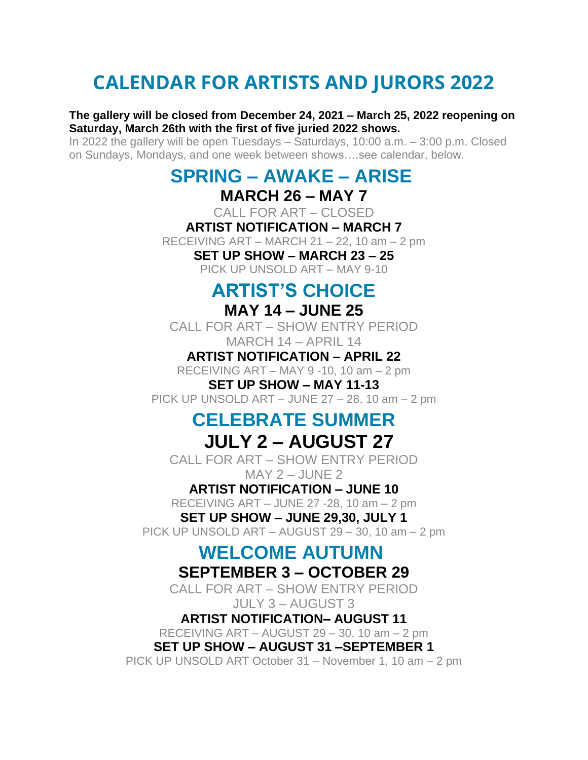# CALENDAR FOR ARTISTS AND JURORS 2022

**The gallery will be closed from December 24, 2021 – March 25, 2022 reopening on Saturday, March 26th with the first of five juried 2022 shows.**

In 2022 the gallery will be open Tuesdays – Saturdays, 10:00 a.m. – 3:00 p.m. Closed on Sundays, Mondays, and one week between shows….see calendar, below.

## SPRING – AWAKE – ARISE

### MARCH 26 – MAY 7

CALL FOR ART – CLOSED

**ARTIST NOTIFICATION – MARCH 7**

RECEIVING ART – MARCH 21 – 22, 10 am – 2 pm

**SET UP SHOW – MARCH 23 – 25**

PICK UP UNSOLD ART – MAY 9-10

## ARTIST'S CHOICE

### MAY 14 – JUNE 25

CALL FOR ART – SHOW ENTRY PERIOD
MARCH 14 – APRIL 14

**ARTIST NOTIFICATION – APRIL 22**

RECEIVING ART – MAY 9 -10, 10 am – 2 pm

**SET UP SHOW – MAY 11-13**

PICK UP UNSOLD ART – JUNE 27 – 28, 10 am – 2 pm

## CELEBRATE SUMMER

### JULY 2 – AUGUST 27

CALL FOR ART – SHOW ENTRY PERIOD
MAY 2 – JUNE 2

**ARTIST NOTIFICATION – JUNE 10**

RECEIVING ART – JUNE 27 -28, 10 am – 2 pm

**SET UP SHOW – JUNE 29,30, JULY 1**

PICK UP UNSOLD ART – AUGUST 29 – 30, 10 am – 2 pm

## WELCOME AUTUMN

### SEPTEMBER 3 – OCTOBER 29

CALL FOR ART – SHOW ENTRY PERIOD
JULY 3 – AUGUST 3

**ARTIST NOTIFICATION– AUGUST 11**

RECEIVING ART – AUGUST 29 – 30, 10 am – 2 pm

**SET UP SHOW – AUGUST 31 –SEPTEMBER 1**

PICK UP UNSOLD ART October 31 – November 1, 10 am – 2 pm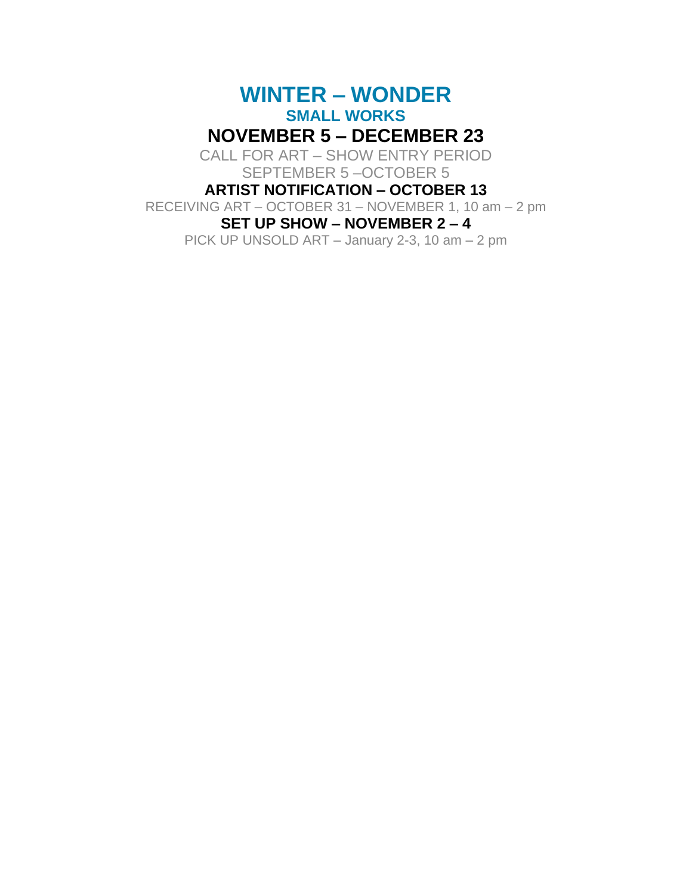# WINTER – WONDER

## SMALL WORKS

## NOVEMBER 5 – DECEMBER 23

CALL FOR ART – SHOW ENTRY PERIOD

SEPTEMBER 5 –OCTOBER 5

**ARTIST NOTIFICATION – OCTOBER 13**

RECEIVING ART – OCTOBER 31 – NOVEMBER 1, 10 am – 2 pm

**SET UP SHOW – NOVEMBER 2 – 4**

PICK UP UNSOLD ART – January 2-3, 10 am – 2 pm